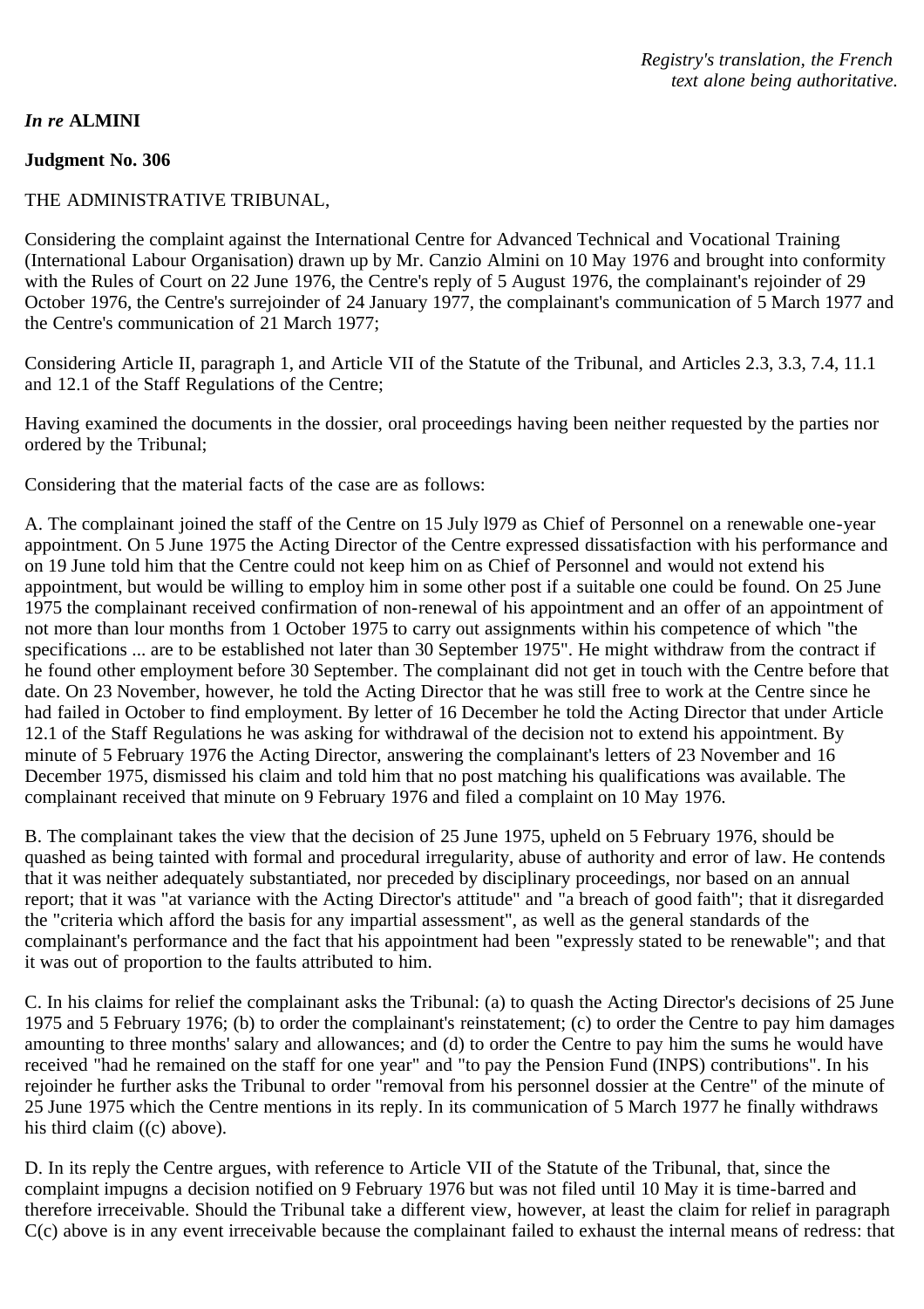*Registry's translation, the French text alone being authoritative.*

*In re* **ALMINI**

**Judgment No. 306**

THE ADMINISTRATIVE TRIBUNAL,

Considering the complaint against the International Centre for Advanced Technical and Vocational Training (International Labour Organisation) drawn up by Mr. Canzio Almini on 10 May 1976 and brought into conformity with the Rules of Court on 22 June 1976, the Centre's reply of 5 August 1976, the complainant's rejoinder of 29 October 1976, the Centre's surrejoinder of 24 January 1977, the complainant's communication of 5 March 1977 and the Centre's communication of 21 March 1977;

Considering Article II, paragraph 1, and Article VII of the Statute of the Tribunal, and Articles 2.3, 3.3, 7.4, 11.1 and 12.1 of the Staff Regulations of the Centre;

Having examined the documents in the dossier, oral proceedings having been neither requested by the parties nor ordered by the Tribunal;

Considering that the material facts of the case are as follows:

A. The complainant joined the staff of the Centre on 15 July l979 as Chief of Personnel on a renewable one-year appointment. On 5 June 1975 the Acting Director of the Centre expressed dissatisfaction with his performance and on 19 June told him that the Centre could not keep him on as Chief of Personnel and would not extend his appointment, but would be willing to employ him in some other post if a suitable one could be found. On 25 June 1975 the complainant received confirmation of non-renewal of his appointment and an offer of an appointment of not more than lour months from 1 October 1975 to carry out assignments within his competence of which "the specifications ... are to be established not later than 30 September 1975". He might withdraw from the contract if he found other employment before 30 September. The complainant did not get in touch with the Centre before that date. On 23 November, however, he told the Acting Director that he was still free to work at the Centre since he had failed in October to find employment. By letter of 16 December he told the Acting Director that under Article 12.1 of the Staff Regulations he was asking for withdrawal of the decision not to extend his appointment. By minute of 5 February 1976 the Acting Director, answering the complainant's letters of 23 November and 16 December 1975, dismissed his claim and told him that no post matching his qualifications was available. The complainant received that minute on 9 February 1976 and filed a complaint on 10 May 1976.

B. The complainant takes the view that the decision of 25 June 1975, upheld on 5 February 1976, should be quashed as being tainted with formal and procedural irregularity, abuse of authority and error of law. He contends that it was neither adequately substantiated, nor preceded by disciplinary proceedings, nor based on an annual report; that it was "at variance with the Acting Director's attitude" and "a breach of good faith"; that it disregarded the "criteria which afford the basis for any impartial assessment", as well as the general standards of the complainant's performance and the fact that his appointment had been "expressly stated to be renewable"; and that it was out of proportion to the faults attributed to him.

C. In his claims for relief the complainant asks the Tribunal: (a) to quash the Acting Director's decisions of 25 June 1975 and 5 February 1976; (b) to order the complainant's reinstatement; (c) to order the Centre to pay him damages amounting to three months' salary and allowances; and (d) to order the Centre to pay him the sums he would have received "had he remained on the staff for one year" and "to pay the Pension Fund (INPS) contributions". In his rejoinder he further asks the Tribunal to order "removal from his personnel dossier at the Centre" of the minute of 25 June 1975 which the Centre mentions in its reply. In its communication of 5 March 1977 he finally withdraws his third claim ((c) above).

D. In its reply the Centre argues, with reference to Article VII of the Statute of the Tribunal, that, since the complaint impugns a decision notified on 9 February 1976 but was not filed until 10 May it is time-barred and therefore irreceivable. Should the Tribunal take a different view, however, at least the claim for relief in paragraph C(c) above is in any event irreceivable because the complainant failed to exhaust the internal means of redress: that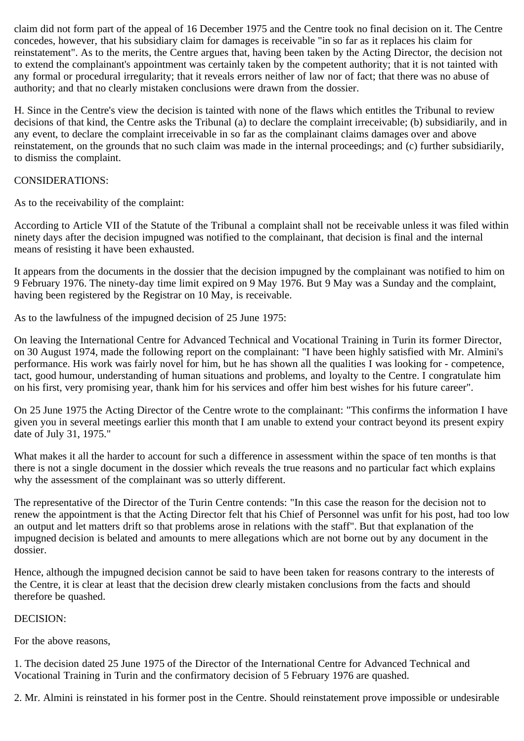claim did not form part of the appeal of 16 December 1975 and the Centre took no final decision on it. The Centre concedes, however, that his subsidiary claim for damages is receivable "in so far as it replaces his claim for reinstatement". As to the merits, the Centre argues that, having been taken by the Acting Director, the decision not to extend the complainant's appointment was certainly taken by the competent authority; that it is not tainted with any formal or procedural irregularity; that it reveals errors neither of law nor of fact; that there was no abuse of authority; and that no clearly mistaken conclusions were drawn from the dossier.

H. Since in the Centre's view the decision is tainted with none of the flaws which entitles the Tribunal to review decisions of that kind, the Centre asks the Tribunal (a) to declare the complaint irreceivable; (b) subsidiarily, and in any event, to declare the complaint irreceivable in so far as the complainant claims damages over and above reinstatement, on the grounds that no such claim was made in the internal proceedings; and (c) further subsidiarily, to dismiss the complaint.

CONSIDERATIONS:

As to the receivability of the complaint:

According to Article VII of the Statute of the Tribunal a complaint shall not be receivable unless it was filed within ninety days after the decision impugned was notified to the complainant, that decision is final and the internal means of resisting it have been exhausted.

It appears from the documents in the dossier that the decision impugned by the complainant was notified to him on 9 February 1976. The ninety-day time limit expired on 9 May 1976. But 9 May was a Sunday and the complaint, having been registered by the Registrar on 10 May, is receivable.

As to the lawfulness of the impugned decision of 25 June 1975:

On leaving the International Centre for Advanced Technical and Vocational Training in Turin its former Director, on 30 August 1974, made the following report on the complainant: "I have been highly satisfied with Mr. Almini's performance. His work was fairly novel for him, but he has shown all the qualities I was looking for - competence, tact, good humour, understanding of human situations and problems, and loyalty to the Centre. I congratulate him on his first, very promising year, thank him for his services and offer him best wishes for his future career".

On 25 June 1975 the Acting Director of the Centre wrote to the complainant: "This confirms the information I have given you in several meetings earlier this month that I am unable to extend your contract beyond its present expiry date of July 31, 1975."

What makes it all the harder to account for such a difference in assessment within the space of ten months is that there is not a single document in the dossier which reveals the true reasons and no particular fact which explains why the assessment of the complainant was so utterly different.

The representative of the Director of the Turin Centre contends: "In this case the reason for the decision not to renew the appointment is that the Acting Director felt that his Chief of Personnel was unfit for his post, had too low an output and let matters drift so that problems arose in relations with the staff". But that explanation of the impugned decision is belated and amounts to mere allegations which are not borne out by any document in the dossier.

Hence, although the impugned decision cannot be said to have been taken for reasons contrary to the interests of the Centre, it is clear at least that the decision drew clearly mistaken conclusions from the facts and should therefore be quashed.

DECISION:

For the above reasons,

1. The decision dated 25 June 1975 of the Director of the International Centre for Advanced Technical and Vocational Training in Turin and the confirmatory decision of 5 February 1976 are quashed.

2. Mr. Almini is reinstated in his former post in the Centre. Should reinstatement prove impossible or undesirable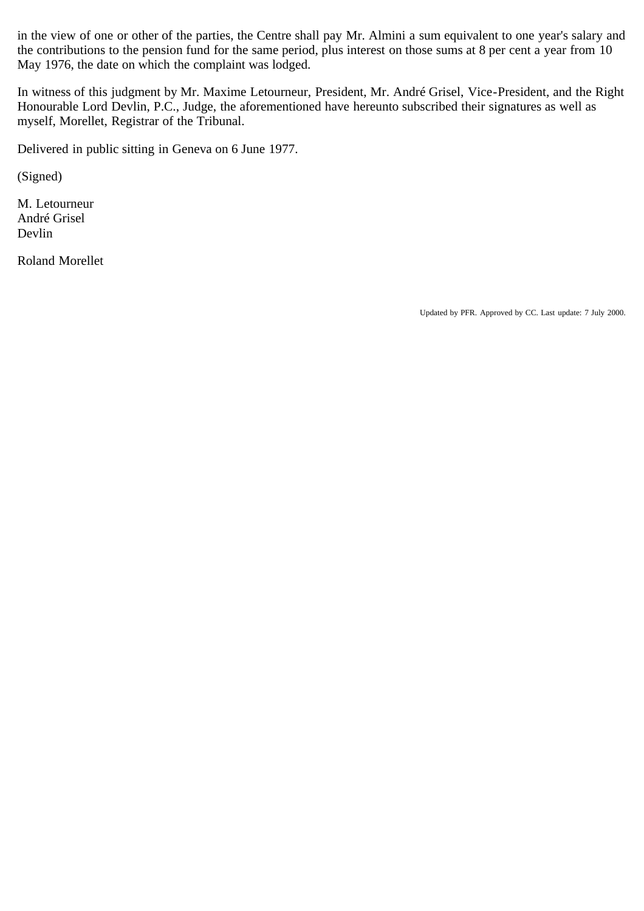in the view of one or other of the parties, the Centre shall pay Mr. Almini a sum equivalent to one year's salary and the contributions to the pension fund for the same period, plus interest on those sums at 8 per cent a year from 10 May 1976, the date on which the complaint was lodged.

In witness of this judgment by Mr. Maxime Letourneur, President, Mr. André Grisel, Vice-President, and the Right Honourable Lord Devlin, P.C., Judge, the aforementioned have hereunto subscribed their signatures as well as myself, Morellet, Registrar of the Tribunal.

Delivered in public sitting in Geneva on 6 June 1977.

(Signed)

M. Letourneur
André Grisel
Devlin

Roland Morellet

Updated by PFR. Approved by CC. Last update: 7 July 2000.